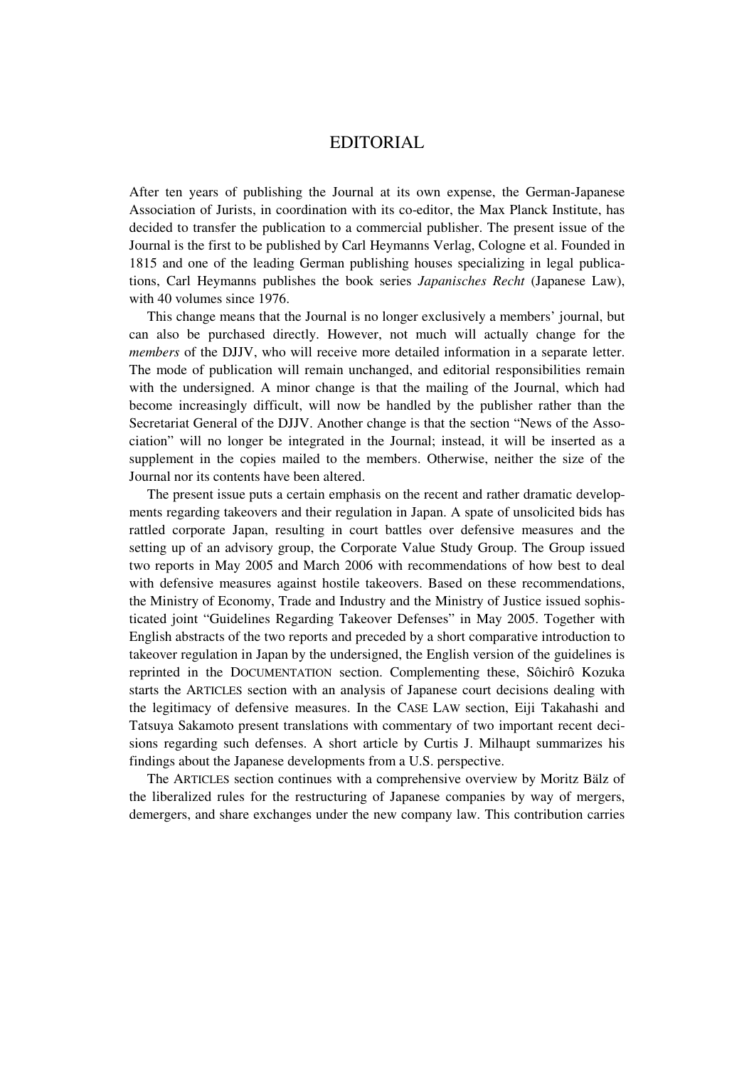# EDITORIAL

After ten years of publishing the Journal at its own expense, the German-Japanese Association of Jurists, in coordination with its co-editor, the Max Planck Institute, has decided to transfer the publication to a commercial publisher. The present issue of the Journal is the first to be published by Carl Heymanns Verlag, Cologne et al. Founded in 1815 and one of the leading German publishing houses specializing in legal publications, Carl Heymanns publishes the book series *Japanisches Recht* (Japanese Law), with 40 volumes since 1976.

This change means that the Journal is no longer exclusively a members' journal, but can also be purchased directly. However, not much will actually change for the *members* of the DJJV, who will receive more detailed information in a separate letter. The mode of publication will remain unchanged, and editorial responsibilities remain with the undersigned. A minor change is that the mailing of the Journal, which had become increasingly difficult, will now be handled by the publisher rather than the Secretariat General of the DJJV. Another change is that the section "News of the Association" will no longer be integrated in the Journal; instead, it will be inserted as a supplement in the copies mailed to the members. Otherwise, neither the size of the Journal nor its contents have been altered.

The present issue puts a certain emphasis on the recent and rather dramatic developments regarding takeovers and their regulation in Japan. A spate of unsolicited bids has rattled corporate Japan, resulting in court battles over defensive measures and the setting up of an advisory group, the Corporate Value Study Group. The Group issued two reports in May 2005 and March 2006 with recommendations of how best to deal with defensive measures against hostile takeovers. Based on these recommendations, the Ministry of Economy, Trade and Industry and the Ministry of Justice issued sophisticated joint "Guidelines Regarding Takeover Defenses" in May 2005. Together with English abstracts of the two reports and preceded by a short comparative introduction to takeover regulation in Japan by the undersigned, the English version of the guidelines is reprinted in the DOCUMENTATION section. Complementing these, Sôichirô Kozuka starts the ARTICLES section with an analysis of Japanese court decisions dealing with the legitimacy of defensive measures. In the CASE LAW section, Eiji Takahashi and Tatsuya Sakamoto present translations with commentary of two important recent decisions regarding such defenses. A short article by Curtis J. Milhaupt summarizes his findings about the Japanese developments from a U.S. perspective.

The ARTICLES section continues with a comprehensive overview by Moritz Bälz of the liberalized rules for the restructuring of Japanese companies by way of mergers, demergers, and share exchanges under the new company law. This contribution carries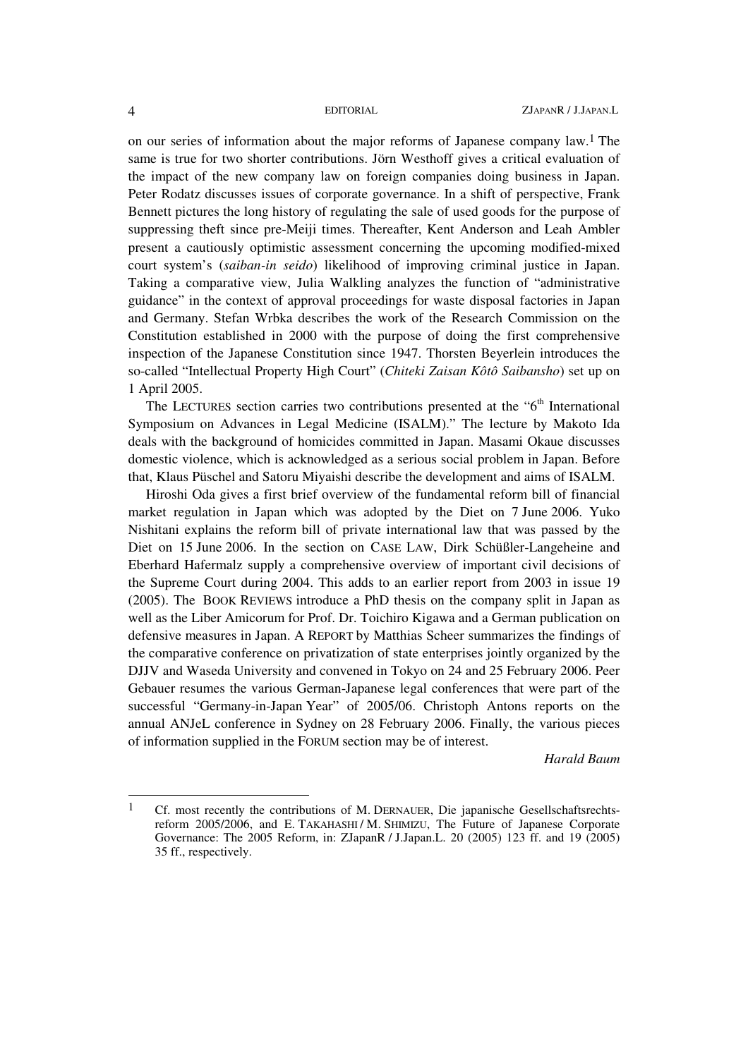on our series of information about the major reforms of Japanese company law.[1] The same is true for two shorter contributions. Jörn Westhoff gives a critical evaluation of the impact of the new company law on foreign companies doing business in Japan. Peter Rodatz discusses issues of corporate governance. In a shift of perspective, Frank Bennett pictures the long history of regulating the sale of used goods for the purpose of suppressing theft since pre-Meiji times. Thereafter, Kent Anderson and Leah Ambler present a cautiously optimistic assessment concerning the upcoming modified-mixed court system's (*saiban-in seido*) likelihood of improving criminal justice in Japan. Taking a comparative view, Julia Walkling analyzes the function of "administrative guidance" in the context of approval proceedings for waste disposal factories in Japan and Germany. Stefan Wrbka describes the work of the Research Commission on the Constitution established in 2000 with the purpose of doing the first comprehensive inspection of the Japanese Constitution since 1947. Thorsten Beyerlein introduces the so-called "Intellectual Property High Court" (*Chiteki Zaisan Kôtô Saibansho*) set up on 1 April 2005.

The LECTURES section carries two contributions presented at the "6th International Symposium on Advances in Legal Medicine (ISALM)." The lecture by Makoto Ida deals with the background of homicides committed in Japan. Masami Okaue discusses domestic violence, which is acknowledged as a serious social problem in Japan. Before that, Klaus Püschel and Satoru Miyaishi describe the development and aims of ISALM.

Hiroshi Oda gives a first brief overview of the fundamental reform bill of financial market regulation in Japan which was adopted by the Diet on 7 June 2006. Yuko Nishitani explains the reform bill of private international law that was passed by the Diet on 15 June 2006. In the section on CASE LAW, Dirk Schüßler-Langeheine and Eberhard Hafermalz supply a comprehensive overview of important civil decisions of the Supreme Court during 2004. This adds to an earlier report from 2003 in issue 19 (2005). The BOOK REVIEWS introduce a PhD thesis on the company split in Japan as well as the Liber Amicorum for Prof. Dr. Toichiro Kigawa and a German publication on defensive measures in Japan. A REPORT by Matthias Scheer summarizes the findings of the comparative conference on privatization of state enterprises jointly organized by the DJJV and Waseda University and convened in Tokyo on 24 and 25 February 2006. Peer Gebauer resumes the various German-Japanese legal conferences that were part of the successful "Germany-in-Japan Year" of 2005/06. Christoph Antons reports on the annual ANJeL conference in Sydney on 28 February 2006. Finally, the various pieces of information supplied in the FORUM section may be of interest.

*Harald Baum*

---

[1] Cf. most recently the contributions of M. DERNAUER, Die japanische Gesellschaftsrechtsreform 2005/2006, and E. TAKAHASHI / M. SHIMIZU, The Future of Japanese Corporate Governance: The 2005 Reform, in: ZJapanR / J.Japan.L. 20 (2005) 123 ff. and 19 (2005) 35 ff., respectively.